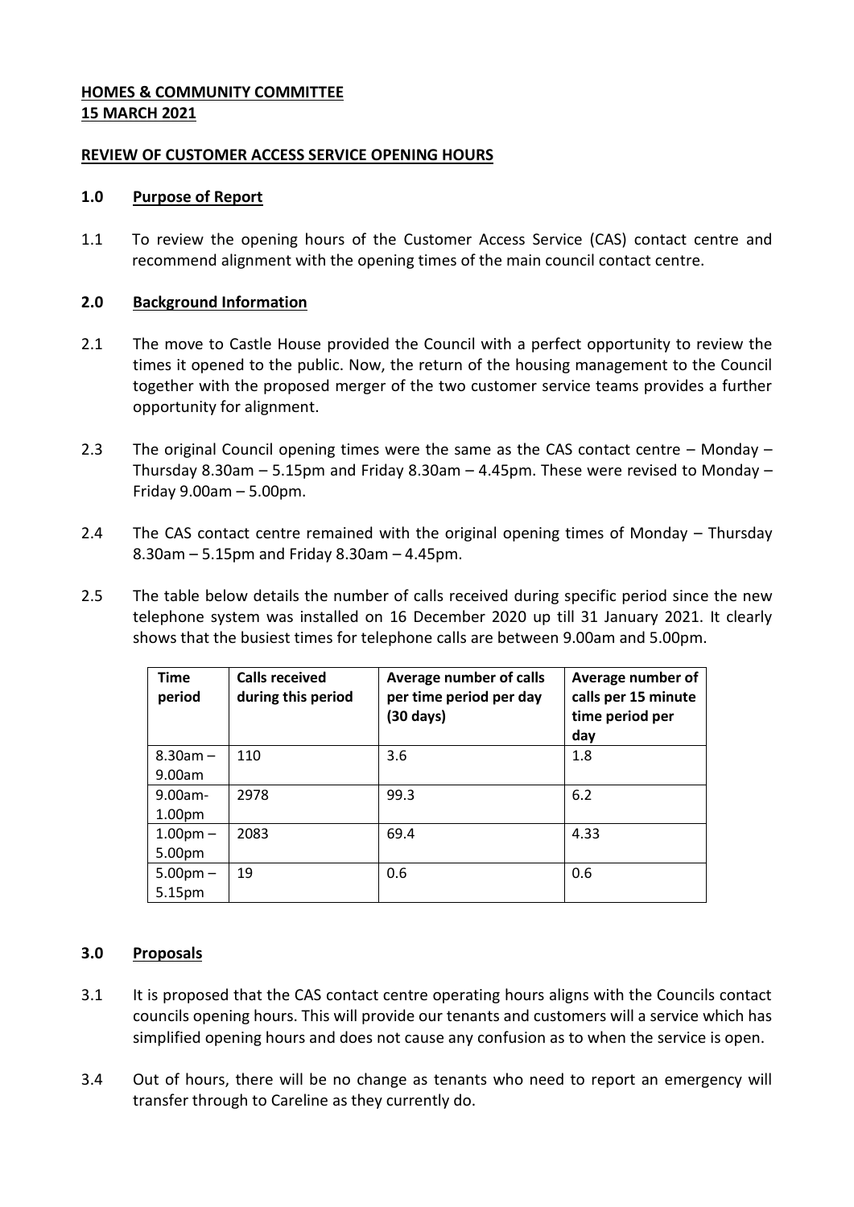**HOMES & COMMUNITY COMMITTEE**
**15 MARCH 2021**

**REVIEW OF CUSTOMER ACCESS SERVICE OPENING HOURS**

## 1.0 Purpose of Report

1.1 To review the opening hours of the Customer Access Service (CAS) contact centre and recommend alignment with the opening times of the main council contact centre.

## 2.0 Background Information

2.1 The move to Castle House provided the Council with a perfect opportunity to review the times it opened to the public. Now, the return of the housing management to the Council together with the proposed merger of the two customer service teams provides a further opportunity for alignment.

2.3 The original Council opening times were the same as the CAS contact centre – Monday – Thursday 8.30am – 5.15pm and Friday 8.30am – 4.45pm. These were revised to Monday – Friday 9.00am – 5.00pm.

2.4 The CAS contact centre remained with the original opening times of Monday – Thursday 8.30am – 5.15pm and Friday 8.30am – 4.45pm.

2.5 The table below details the number of calls received during specific period since the new telephone system was installed on 16 December 2020 up till 31 January 2021. It clearly shows that the busiest times for telephone calls are between 9.00am and 5.00pm.

| Time period | Calls received during this period | Average number of calls per time period per day (30 days) | Average number of calls per 15 minute time period per day |
|---|---|---|---|
| 8.30am – 9.00am | 110 | 3.6 | 1.8 |
| 9.00am-1.00pm | 2978 | 99.3 | 6.2 |
| 1.00pm – 5.00pm | 2083 | 69.4 | 4.33 |
| 5.00pm – 5.15pm | 19 | 0.6 | 0.6 |

## 3.0 Proposals

3.1 It is proposed that the CAS contact centre operating hours aligns with the Councils contact councils opening hours. This will provide our tenants and customers will a service which has simplified opening hours and does not cause any confusion as to when the service is open.

3.4 Out of hours, there will be no change as tenants who need to report an emergency will transfer through to Careline as they currently do.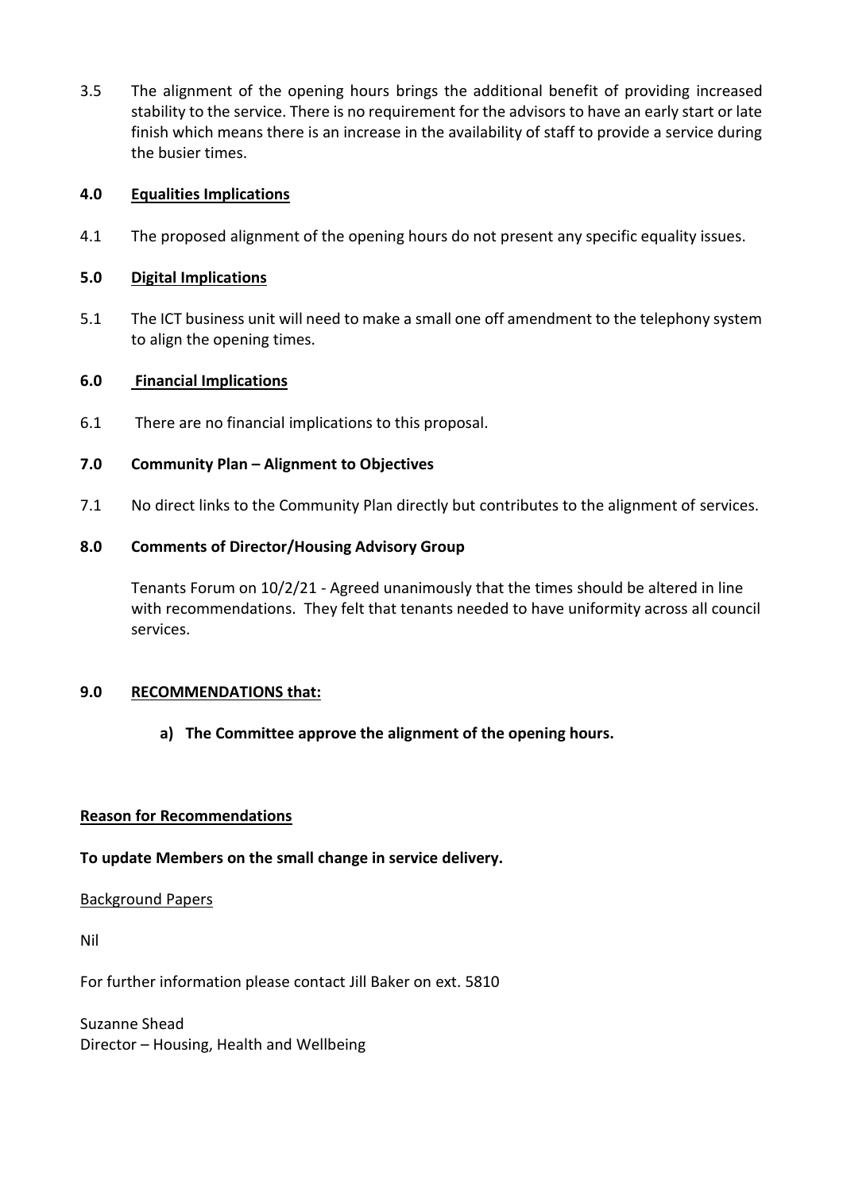3.5 The alignment of the opening hours brings the additional benefit of providing increased stability to the service. There is no requirement for the advisors to have an early start or late finish which means there is an increase in the availability of staff to provide a service during the busier times.

## 4.0 Equalities Implications

4.1 The proposed alignment of the opening hours do not present any specific equality issues.

## 5.0 Digital Implications

5.1 The ICT business unit will need to make a small one off amendment to the telephony system to align the opening times.

## 6.0 Financial Implications

6.1 There are no financial implications to this proposal.

## 7.0 Community Plan – Alignment to Objectives

7.1 No direct links to the Community Plan directly but contributes to the alignment of services.

## 8.0 Comments of Director/Housing Advisory Group

Tenants Forum on 10/2/21 - Agreed unanimously that the times should be altered in line with recommendations. They felt that tenants needed to have uniformity across all council services.

## 9.0 RECOMMENDATIONS that:

**a) The Committee approve the alignment of the opening hours.**

**Reason for Recommendations**

**To update Members on the small change in service delivery.**

Background Papers

Nil

For further information please contact Jill Baker on ext. 5810

Suzanne Shead
Director – Housing, Health and Wellbeing